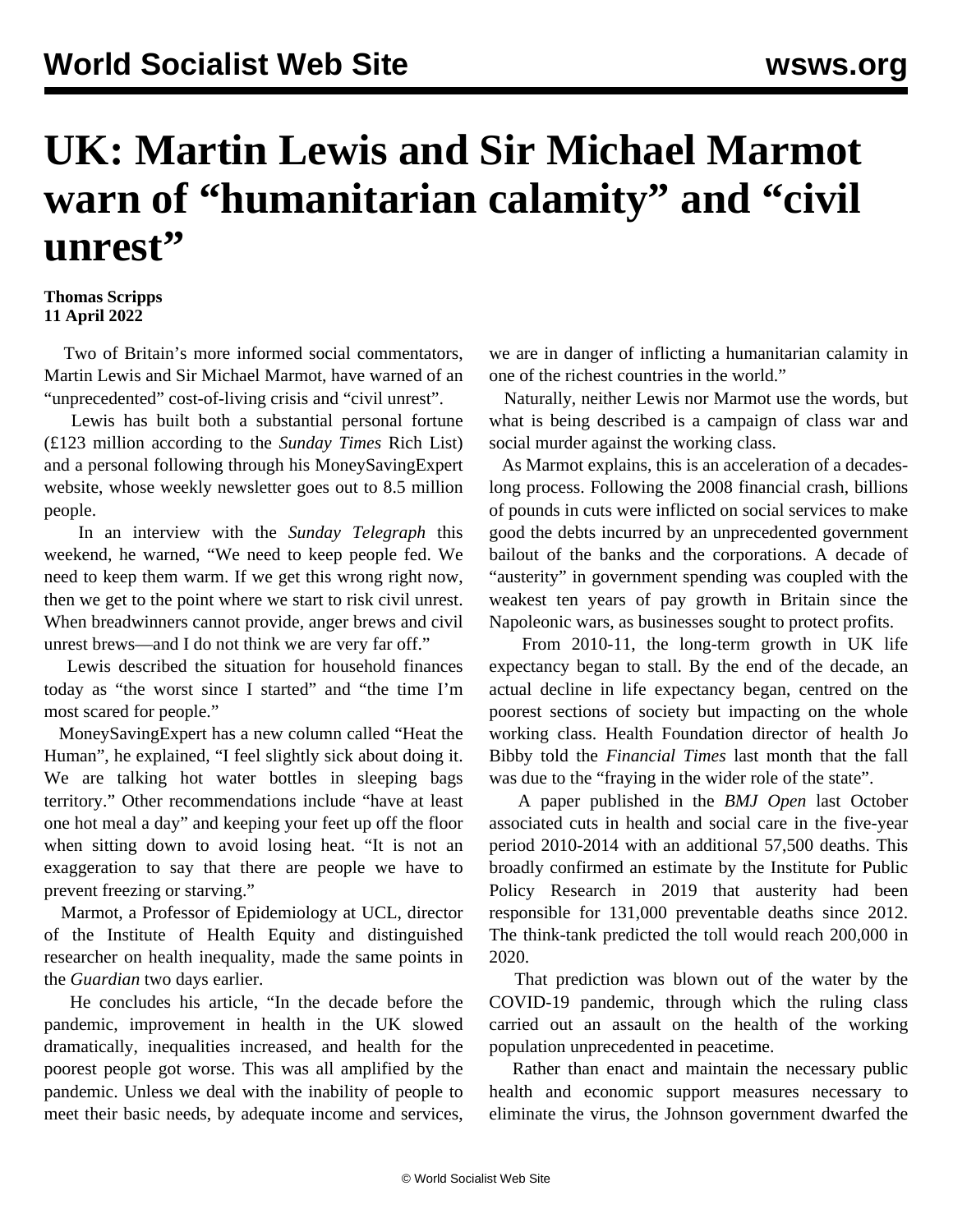# UK: Martin Lewis and Sir Michael Marmot warn of "humanitarian calamity" and "civil unrest"

**Thomas Scripps**
**11 April 2022**

Two of Britain's more informed social commentators, Martin Lewis and Sir Michael Marmot, have warned of an "unprecedented" cost-of-living crisis and "civil unrest".

Lewis has built both a substantial personal fortune (£123 million according to the *Sunday Times* Rich List) and a personal following through his MoneySavingExpert website, whose weekly newsletter goes out to 8.5 million people.

In an interview with the *Sunday Telegraph* this weekend, he warned, "We need to keep people fed. We need to keep them warm. If we get this wrong right now, then we get to the point where we start to risk civil unrest. When breadwinners cannot provide, anger brews and civil unrest brews—and I do not think we are very far off."

Lewis described the situation for household finances today as "the worst since I started" and "the time I'm most scared for people."

MoneySavingExpert has a new column called "Heat the Human", he explained, "I feel slightly sick about doing it. We are talking hot water bottles in sleeping bags territory." Other recommendations include "have at least one hot meal a day" and keeping your feet up off the floor when sitting down to avoid losing heat. "It is not an exaggeration to say that there are people we have to prevent freezing or starving."

Marmot, a Professor of Epidemiology at UCL, director of the Institute of Health Equity and distinguished researcher on health inequality, made the same points in the *Guardian* two days earlier.

He concludes his article, "In the decade before the pandemic, improvement in health in the UK slowed dramatically, inequalities increased, and health for the poorest people got worse. This was all amplified by the pandemic. Unless we deal with the inability of people to meet their basic needs, by adequate income and services, we are in danger of inflicting a humanitarian calamity in one of the richest countries in the world."

Naturally, neither Lewis nor Marmot use the words, but what is being described is a campaign of class war and social murder against the working class.

As Marmot explains, this is an acceleration of a decades-long process. Following the 2008 financial crash, billions of pounds in cuts were inflicted on social services to make good the debts incurred by an unprecedented government bailout of the banks and the corporations. A decade of "austerity" in government spending was coupled with the weakest ten years of pay growth in Britain since the Napoleonic wars, as businesses sought to protect profits.

From 2010-11, the long-term growth in UK life expectancy began to stall. By the end of the decade, an actual decline in life expectancy began, centred on the poorest sections of society but impacting on the whole working class. Health Foundation director of health Jo Bibby told the *Financial Times* last month that the fall was due to the "fraying in the wider role of the state".

A paper published in the *BMJ Open* last October associated cuts in health and social care in the five-year period 2010-2014 with an additional 57,500 deaths. This broadly confirmed an estimate by the Institute for Public Policy Research in 2019 that austerity had been responsible for 131,000 preventable deaths since 2012. The think-tank predicted the toll would reach 200,000 in 2020.

That prediction was blown out of the water by the COVID-19 pandemic, through which the ruling class carried out an assault on the health of the working population unprecedented in peacetime.

Rather than enact and maintain the necessary public health and economic support measures necessary to eliminate the virus, the Johnson government dwarfed the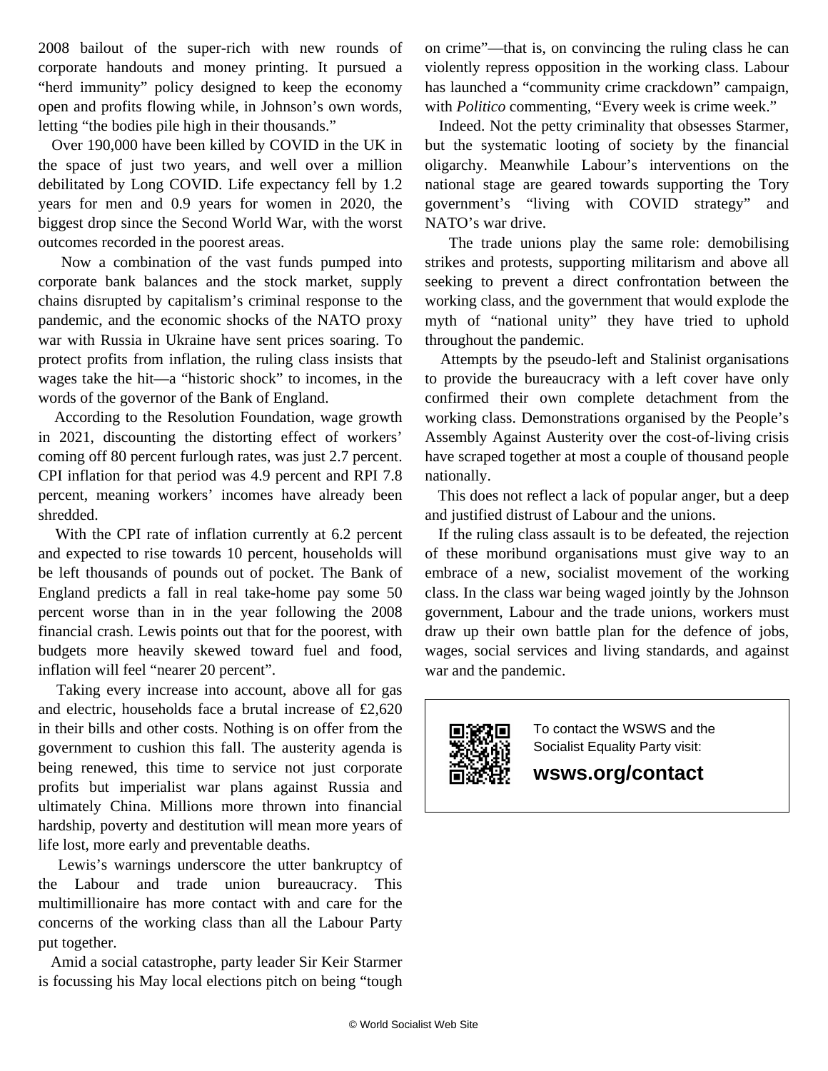2008 bailout of the super-rich with new rounds of corporate handouts and money printing. It pursued a "herd immunity" policy designed to keep the economy open and profits flowing while, in Johnson's own words, letting "the bodies pile high in their thousands."

Over 190,000 have been killed by COVID in the UK in the space of just two years, and well over a million debilitated by Long COVID. Life expectancy fell by 1.2 years for men and 0.9 years for women in 2020, the biggest drop since the Second World War, with the worst outcomes recorded in the poorest areas.

Now a combination of the vast funds pumped into corporate bank balances and the stock market, supply chains disrupted by capitalism's criminal response to the pandemic, and the economic shocks of the NATO proxy war with Russia in Ukraine have sent prices soaring. To protect profits from inflation, the ruling class insists that wages take the hit—a "historic shock" to incomes, in the words of the governor of the Bank of England.

According to the Resolution Foundation, wage growth in 2021, discounting the distorting effect of workers' coming off 80 percent furlough rates, was just 2.7 percent. CPI inflation for that period was 4.9 percent and RPI 7.8 percent, meaning workers' incomes have already been shredded.

With the CPI rate of inflation currently at 6.2 percent and expected to rise towards 10 percent, households will be left thousands of pounds out of pocket. The Bank of England predicts a fall in real take-home pay some 50 percent worse than in in the year following the 2008 financial crash. Lewis points out that for the poorest, with budgets more heavily skewed toward fuel and food, inflation will feel "nearer 20 percent".

Taking every increase into account, above all for gas and electric, households face a brutal increase of £2,620 in their bills and other costs. Nothing is on offer from the government to cushion this fall. The austerity agenda is being renewed, this time to service not just corporate profits but imperialist war plans against Russia and ultimately China. Millions more thrown into financial hardship, poverty and destitution will mean more years of life lost, more early and preventable deaths.

Lewis's warnings underscore the utter bankruptcy of the Labour and trade union bureaucracy. This multimillionaire has more contact with and care for the concerns of the working class than all the Labour Party put together.

Amid a social catastrophe, party leader Sir Keir Starmer is focussing his May local elections pitch on being "tough on crime"—that is, on convincing the ruling class he can violently repress opposition in the working class. Labour has launched a "community crime crackdown" campaign, with *Politico* commenting, "Every week is crime week."

Indeed. Not the petty criminality that obsesses Starmer, but the systematic looting of society by the financial oligarchy. Meanwhile Labour's interventions on the national stage are geared towards supporting the Tory government's "living with COVID strategy" and NATO's war drive.

The trade unions play the same role: demobilising strikes and protests, supporting militarism and above all seeking to prevent a direct confrontation between the working class, and the government that would explode the myth of "national unity" they have tried to uphold throughout the pandemic.

Attempts by the pseudo-left and Stalinist organisations to provide the bureaucracy with a left cover have only confirmed their own complete detachment from the working class. Demonstrations organised by the People's Assembly Against Austerity over the cost-of-living crisis have scraped together at most a couple of thousand people nationally.

This does not reflect a lack of popular anger, but a deep and justified distrust of Labour and the unions.

If the ruling class assault is to be defeated, the rejection of these moribund organisations must give way to an embrace of a new, socialist movement of the working class. In the class war being waged jointly by the Johnson government, Labour and the trade unions, workers must draw up their own battle plan for the defence of jobs, wages, social services and living standards, and against war and the pandemic.

To contact the WSWS and the Socialist Equality Party visit:

**wsws.org/contact**